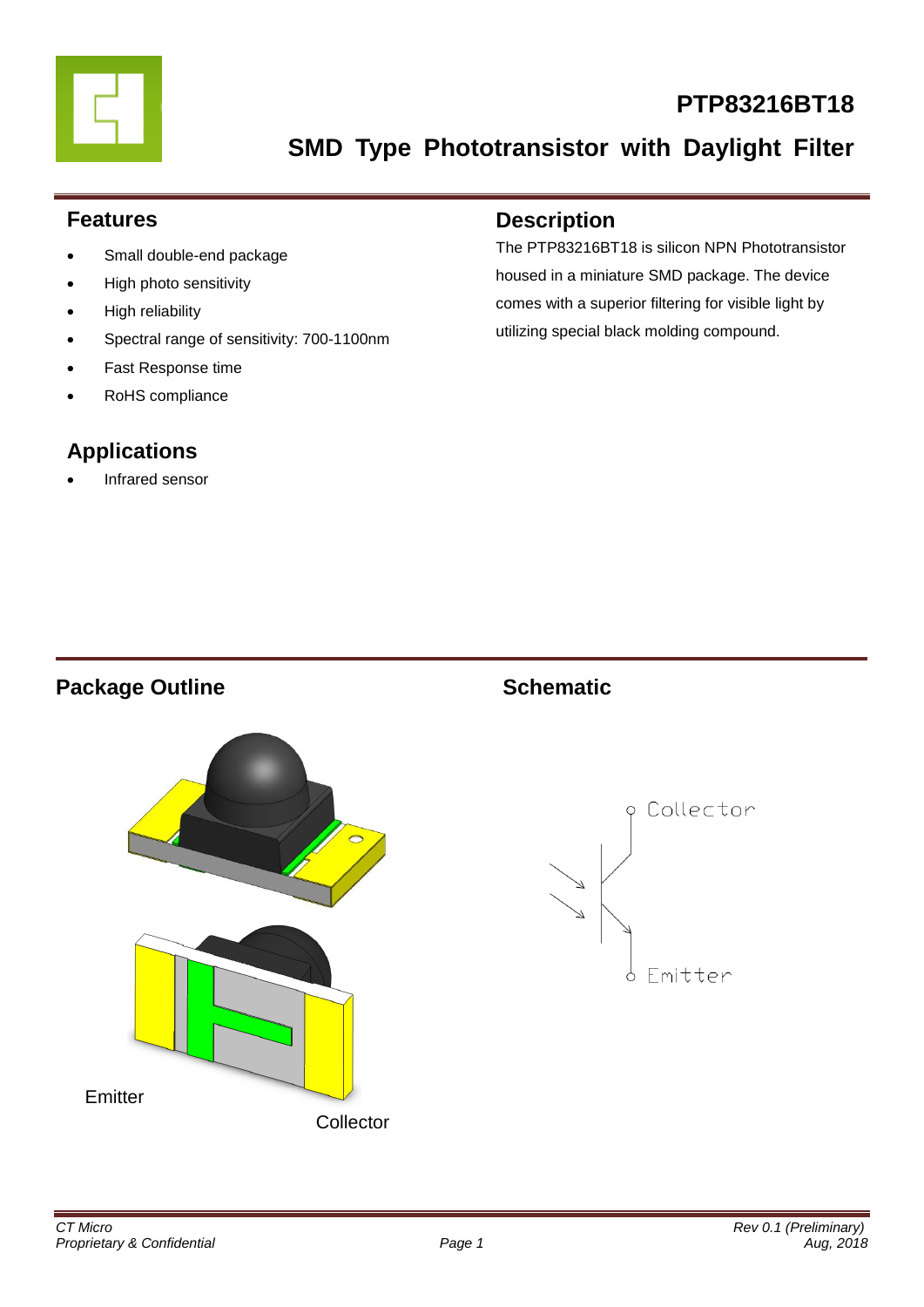# PTP83216BT18

## SMD Type Phototransistor with Daylight Filter

### Features

- Small double-end package
- High photo sensitivity
- High reliability
- Spectral range of sensitivity: 700-1100nm
- Fast Response time
- RoHS compliance

### Description

The PTP83216BT18 is silicon NPN Phototransistor housed in a miniature SMD package. The device comes with a superior filtering for visible light by utilizing special black molding compound.

### Applications

- Infrared sensor

### Package Outline

Emitter

Collector

### Schematic

Collector

Emitter

*CT Micro*
*Proprietary & Confidential*

*Rev 0.1 (Preliminary)*
*Aug, 2018*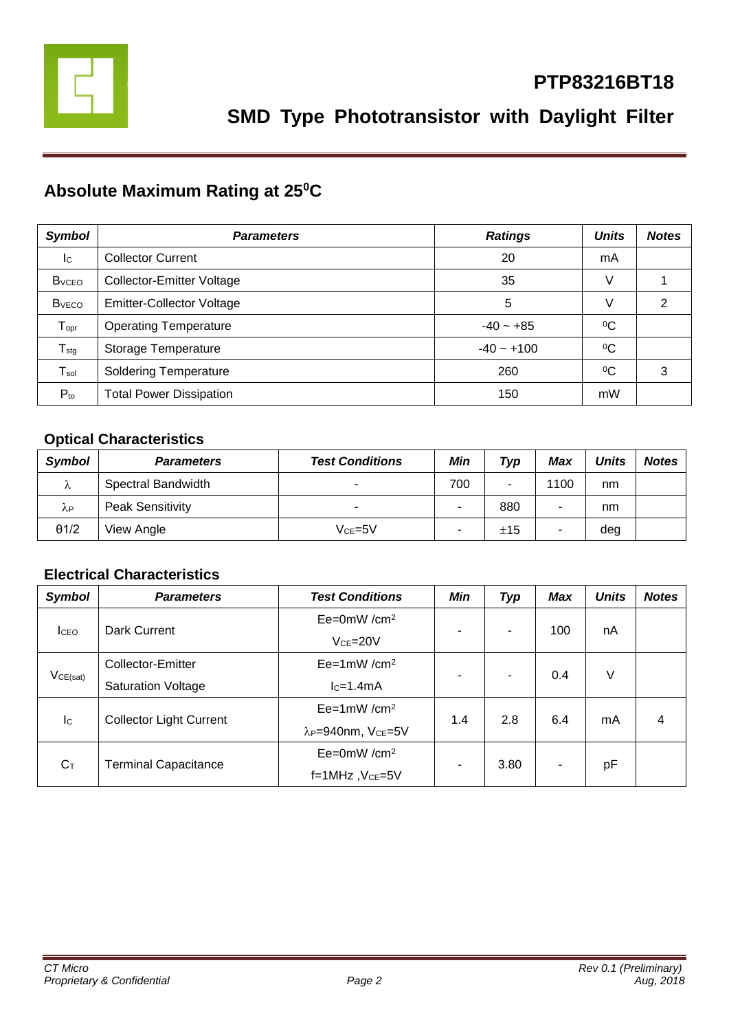# PTP83216BT18

## SMD Type Phototransistor with Daylight Filter

## Absolute Maximum Rating at 25$^0$C

| *Symbol* | *Parameters* | *Ratings* | *Units* | *Notes* |
|---|---|---|---|---|
| $I_C$ | Collector Current | 20 | mA | |
| $B_{VCEO}$ | Collector-Emitter Voltage | 35 | V | 1 |
| $B_{VECO}$ | Emitter-Collector Voltage | 5 | V | 2 |
| $T_{opr}$ | Operating Temperature | -40 ~ +85 | $^0$C | |
| $T_{stg}$ | Storage Temperature | -40 ~ +100 | $^0$C | |
| $T_{sol}$ | Soldering Temperature | 260 | $^0$C | 3 |
| $P_{to}$ | Total Power Dissipation | 150 | mW | |

### Optical Characteristics

| *Symbol* | *Parameters* | *Test Conditions* | *Min* | *Typ* | *Max* | *Units* | *Notes* |
|---|---|---|---|---|---|---|---|
| $\lambda$ | Spectral Bandwidth | - | 700 | - | 1100 | nm | |
| $\lambda_P$ | Peak Sensitivity | - | - | 880 | - | nm | |
| θ1/2 | View Angle | $V_{CE}$=5V | - | ±15 | - | deg | |

### Electrical Characteristics

| *Symbol* | *Parameters* | *Test Conditions* | *Min* | *Typ* | *Max* | *Units* | *Notes* |
|---|---|---|---|---|---|---|---|
| $I_{CEO}$ | Dark Current | Ee=0mW /cm$^2$ $V_{CE}$=20V | - | - | 100 | nA | |
| $V_{CE(sat)}$ | Collector-Emitter Saturation Voltage | Ee=1mW /cm$^2$ $I_C$=1.4mA | - | - | 0.4 | V | |
| $I_C$ | Collector Light Current | Ee=1mW /cm$^2$ $\lambda_P$=940nm, $V_{CE}$=5V | 1.4 | 2.8 | 6.4 | mA | 4 |
| $C_T$ | Terminal Capacitance | Ee=0mW /cm$^2$ f=1MHz ,$V_{CE}$=5V | - | 3.80 | - | pF | |

*CT Micro*
*Proprietary & Confidential*

*Rev 0.1 (Preliminary)*
*Aug, 2018*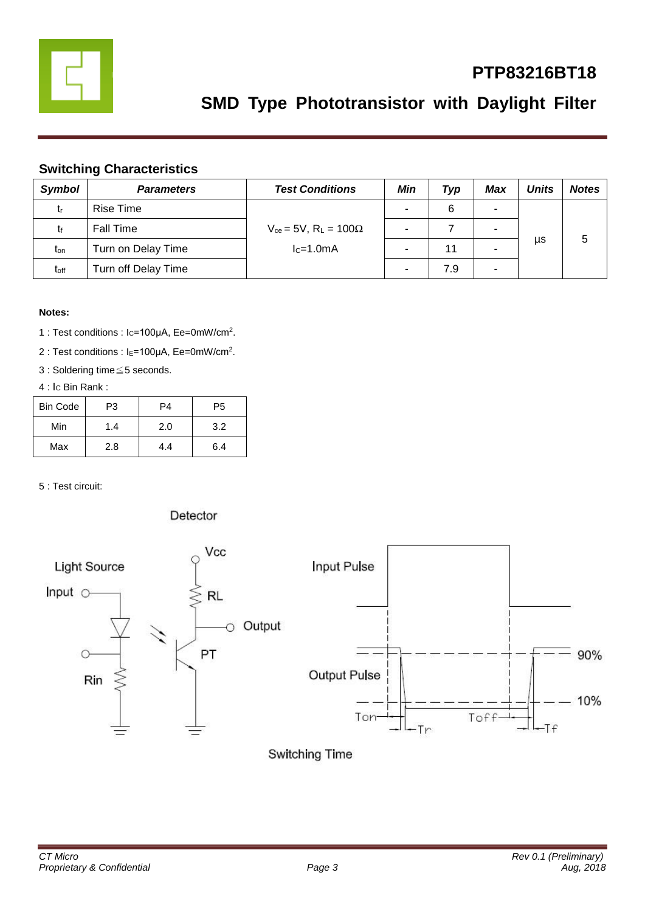## Switching Characteristics

| Symbol | Parameters | Test Conditions | Min | Typ | Max | Units | Notes |
|---|---|---|---|---|---|---|---|
| $t_r$ | Rise Time | $V_{ce}$ = 5V, $R_L$ = 100Ω | - | 6 | - | µs | 5 |
| $t_f$ | Fall Time | $I_C$=1.0mA | - | 7 | - | | |
| $t_{on}$ | Turn on Delay Time | | - | 11 | - | | |
| $t_{off}$ | Turn off Delay Time | | - | 7.9 | - | | |

**Notes:**

1 : Test conditions : $I_C$=100µA, Ee=0mW/cm$^2$.

2 : Test conditions : $I_E$=100µA, Ee=0mW/cm$^2$.

3 : Soldering time≦5 seconds.

4 : $I_C$ Bin Rank :

| Bin Code | P3 | P4 | P5 |
|---|---|---|---|
| Min | 1.4 | 2.0 | 3.2 |
| Max | 2.8 | 4.4 | 6.4 |

5 : Test circuit:

Detector

Light Source

Input

Vcc

RL

Output

PT

Rin

Input Pulse

Output Pulse

90%

10%

Ton

Tr

Toff

Tf

Switching Time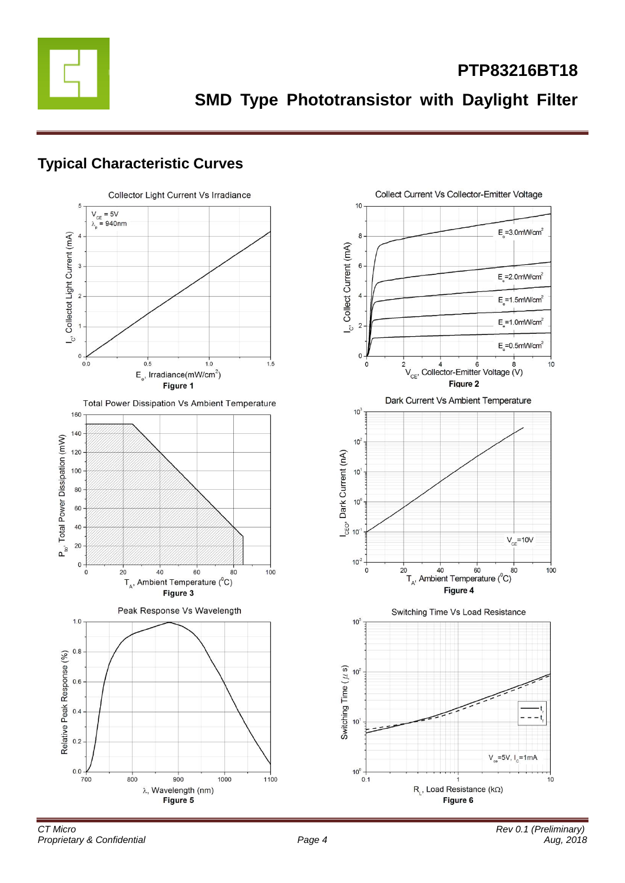## Typical Characteristic Curves

Collector Light Current Vs Irradiance

Figure 1

Collect Current Vs Collector-Emitter Voltage

Figure 2

Total Power Dissipation Vs Ambient Temperature

Figure 3

Dark Current Vs Ambient Temperature

Figure 4

Peak Response Vs Wavelength

Figure 5

Switching Time Vs Load Resistance

Figure 6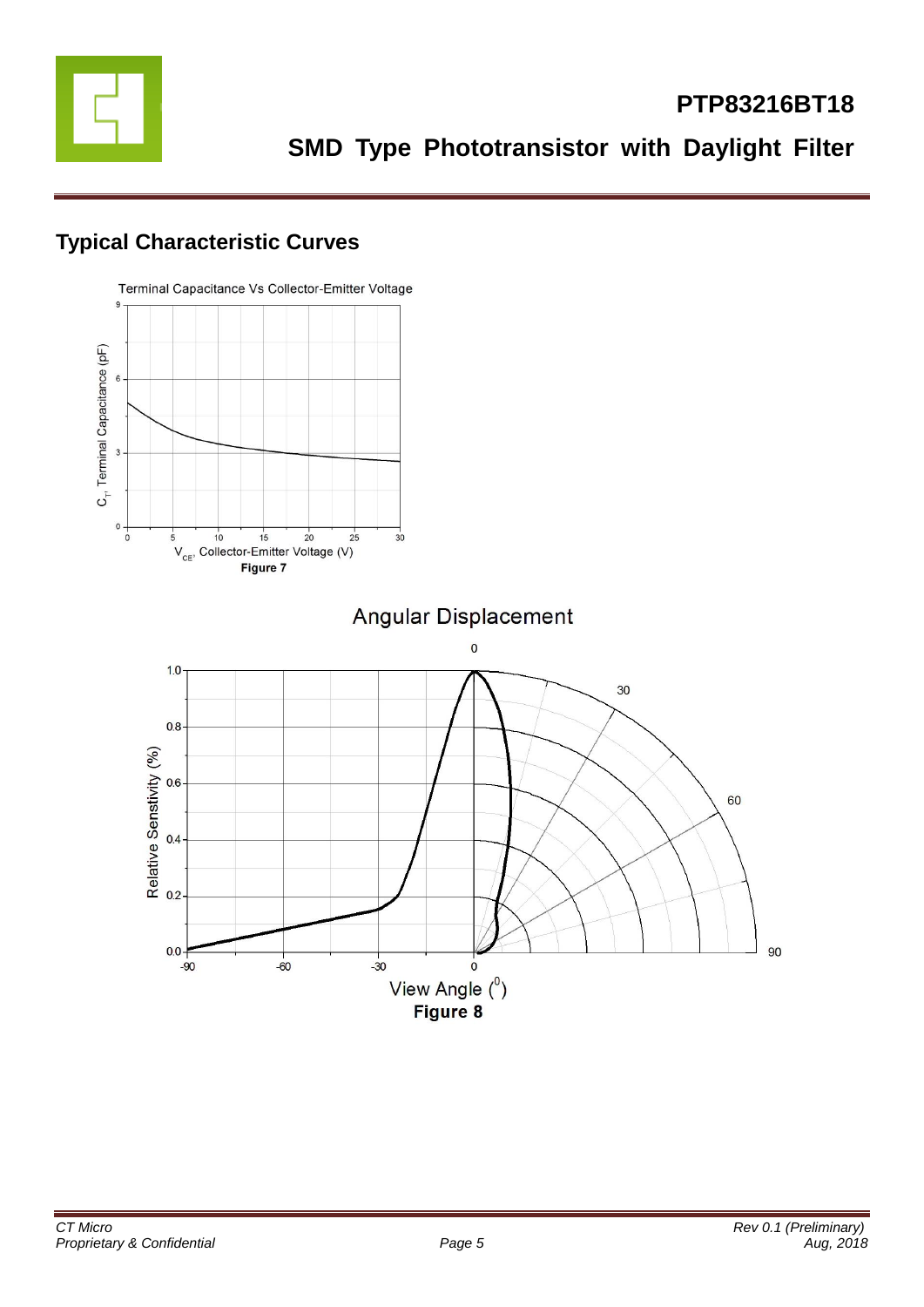## Typical Characteristic Curves

Terminal Capacitance Vs Collector-Emitter Voltage

Figure 7

Angular Displacement

Figure 8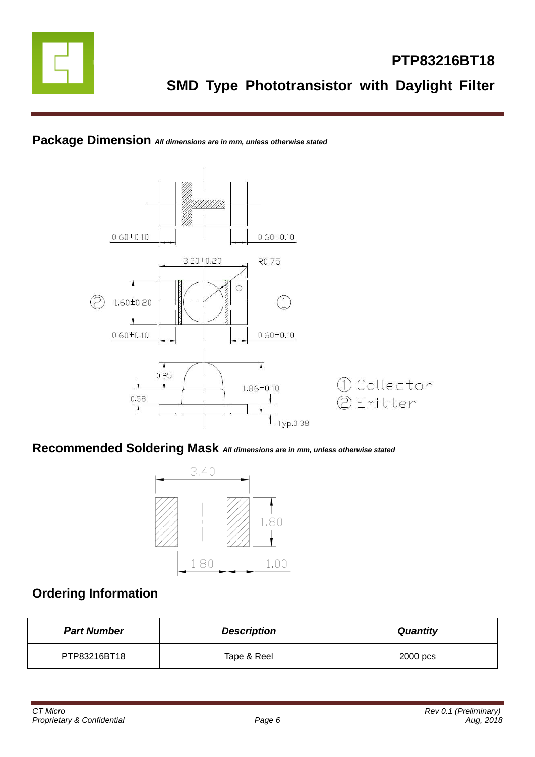## Package Dimension *All dimensions are in mm, unless otherwise stated*

0.60±0.10 0.60±0.10

3.20±0.20 R0.75

② 1.60±0.20 ①

0.60±0.10 0.60±0.10

0.95

0.58 1.86±0.10

Typ.0.38

① Collector
② Emitter

## Recommended Soldering Mask *All dimensions are in mm, unless otherwise stated*

3.40

1.80

1.80 1.00

## Ordering Information

| ***Part Number*** | ***Description*** | ***Quantity*** |
|---|---|---|
| PTP83216BT18 | Tape & Reel | 2000 pcs |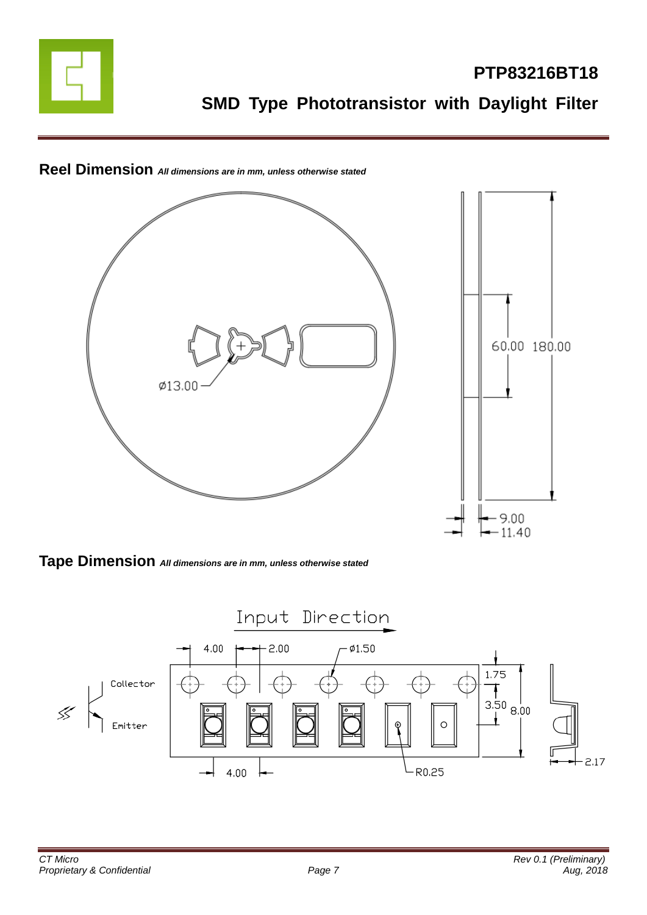## Reel Dimension *All dimensions are in mm, unless otherwise stated*

Ø13.00

60.00 180.00

9.00
11.40

## Tape Dimension *All dimensions are in mm, unless otherwise stated*

Input Direction

4.00 2.00 Ø1.50

1.75

3.50 8.00

Collector

Emitter

4.00 R0.25

2.17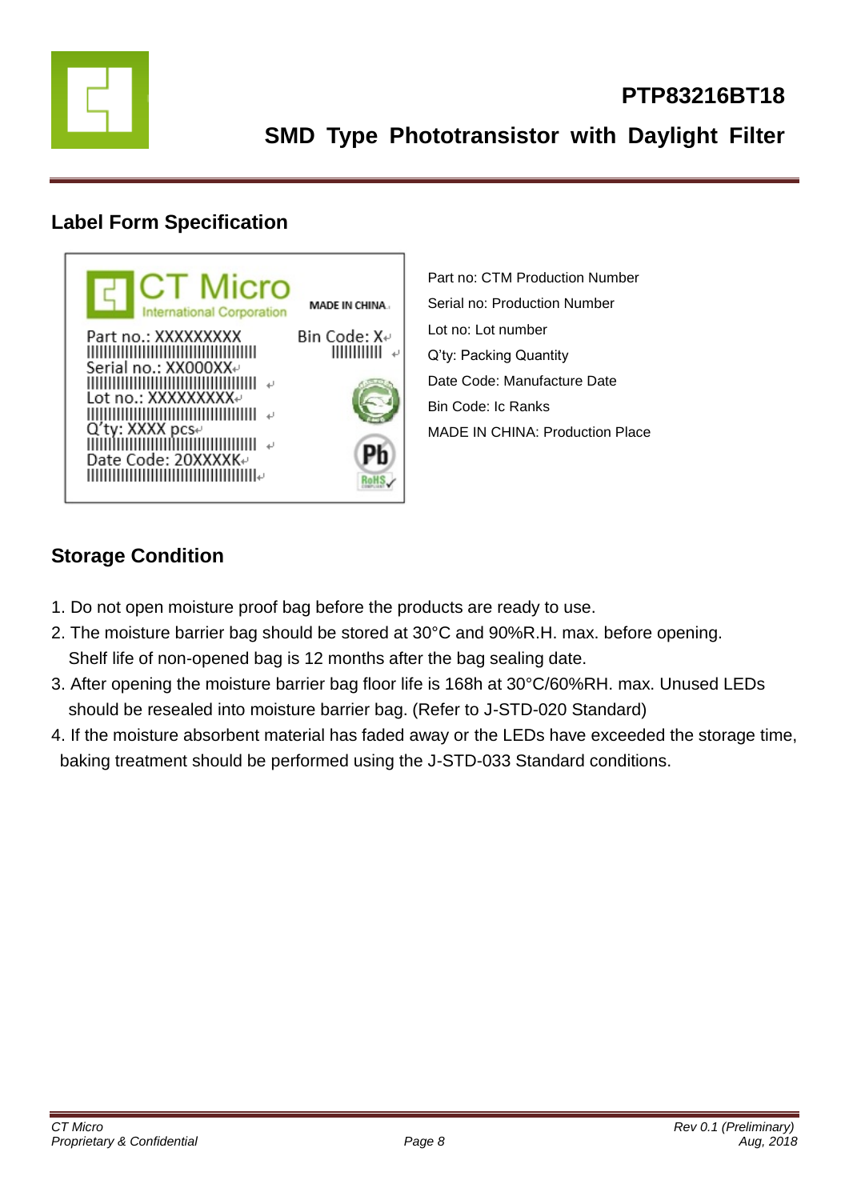## Label Form Specification

Part no: CTM Production Number

Serial no: Production Number

Lot no: Lot number

Q'ty: Packing Quantity

Date Code: Manufacture Date

Bin Code: Ic Ranks

MADE IN CHINA: Production Place

## Storage Condition

1. Do not open moisture proof bag before the products are ready to use.
2. The moisture barrier bag should be stored at 30°C and 90%R.H. max. before opening. Shelf life of non-opened bag is 12 months after the bag sealing date.
3. After opening the moisture barrier bag floor life is 168h at 30°C/60%RH. max. Unused LEDs should be resealed into moisture barrier bag. (Refer to J-STD-020 Standard)
4. If the moisture absorbent material has faded away or the LEDs have exceeded the storage time, baking treatment should be performed using the J-STD-033 Standard conditions.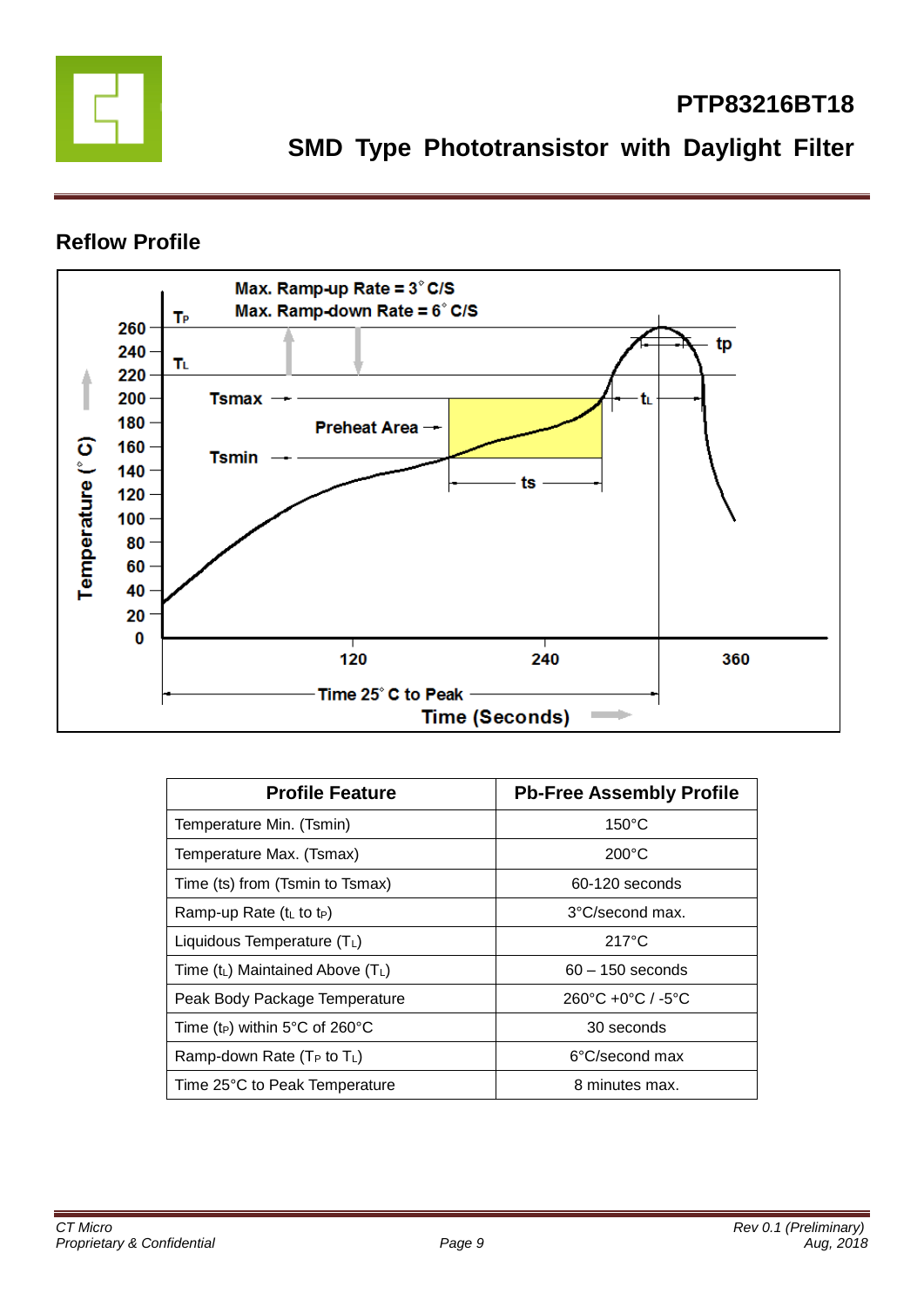## Reflow Profile

| Profile Feature | Pb-Free Assembly Profile |
|---|---|
| Temperature Min. (Tsmin) | 150°C |
| Temperature Max. (Tsmax) | 200°C |
| Time (ts) from (Tsmin to Tsmax) | 60-120 seconds |
| Ramp-up Rate ($t_L$ to $t_P$) | 3°C/second max. |
| Liquidous Temperature ($T_L$) | 217°C |
| Time ($t_L$) Maintained Above ($T_L$) | 60 – 150 seconds |
| Peak Body Package Temperature | 260°C +0°C / -5°C |
| Time ($t_P$) within 5°C of 260°C | 30 seconds |
| Ramp-down Rate ($T_P$ to $T_L$) | 6°C/second max |
| Time 25°C to Peak Temperature | 8 minutes max. |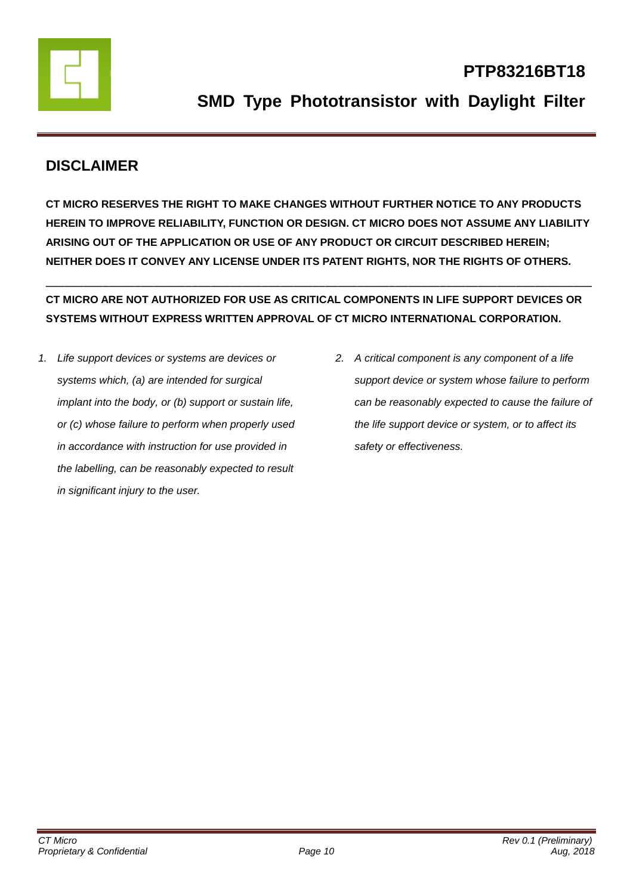## DISCLAIMER

**CT MICRO RESERVES THE RIGHT TO MAKE CHANGES WITHOUT FURTHER NOTICE TO ANY PRODUCTS HEREIN TO IMPROVE RELIABILITY, FUNCTION OR DESIGN. CT MICRO DOES NOT ASSUME ANY LIABILITY ARISING OUT OF THE APPLICATION OR USE OF ANY PRODUCT OR CIRCUIT DESCRIBED HEREIN; NEITHER DOES IT CONVEY ANY LICENSE UNDER ITS PATENT RIGHTS, NOR THE RIGHTS OF OTHERS.**

---

**CT MICRO ARE NOT AUTHORIZED FOR USE AS CRITICAL COMPONENTS IN LIFE SUPPORT DEVICES OR SYSTEMS WITHOUT EXPRESS WRITTEN APPROVAL OF CT MICRO INTERNATIONAL CORPORATION.**

1. *Life support devices or systems are devices or systems which, (a) are intended for surgical implant into the body, or (b) support or sustain life, or (c) whose failure to perform when properly used in accordance with instruction for use provided in the labelling, can be reasonably expected to result in significant injury to the user.*
2. *A critical component is any component of a life support device or system whose failure to perform can be reasonably expected to cause the failure of the life support device or system, or to affect its safety or effectiveness.*